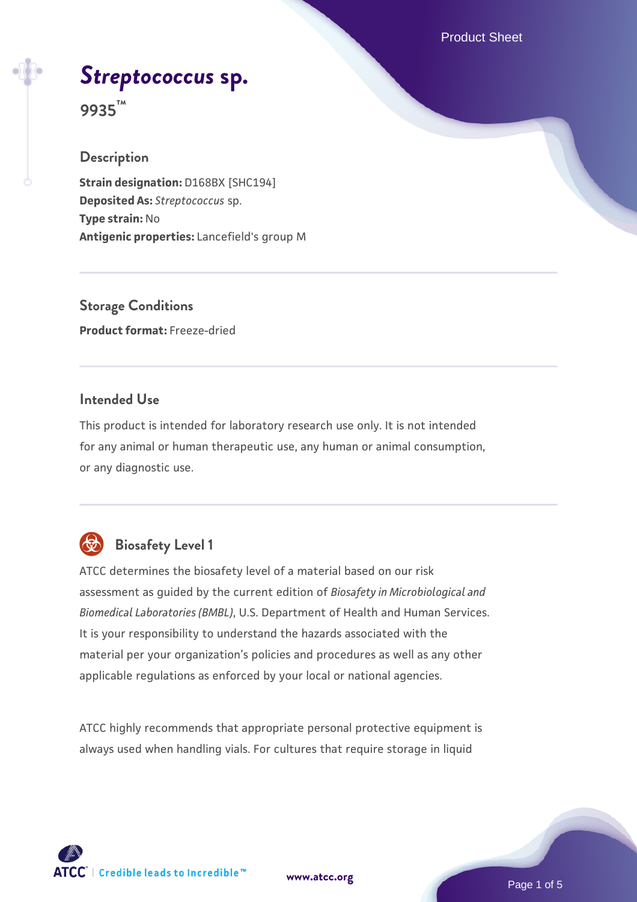# *Streptococcus* sp.

## 9935™

### Description

**Strain designation:** D168BX [SHC194]
**Deposited As:** *Streptococcus* sp.
**Type strain:** No
**Antigenic properties:** Lancefield's group M

### Storage Conditions

**Product format:** Freeze-dried

### Intended Use

This product is intended for laboratory research use only. It is not intended for any animal or human therapeutic use, any human or animal consumption, or any diagnostic use.

### Biosafety Level 1

ATCC determines the biosafety level of a material based on our risk assessment as guided by the current edition of *Biosafety in Microbiological and Biomedical Laboratories (BMBL)*, U.S. Department of Health and Human Services. It is your responsibility to understand the hazards associated with the material per your organization's policies and procedures as well as any other applicable regulations as enforced by your local or national agencies.

ATCC highly recommends that appropriate personal protective equipment is always used when handling vials. For cultures that require storage in liquid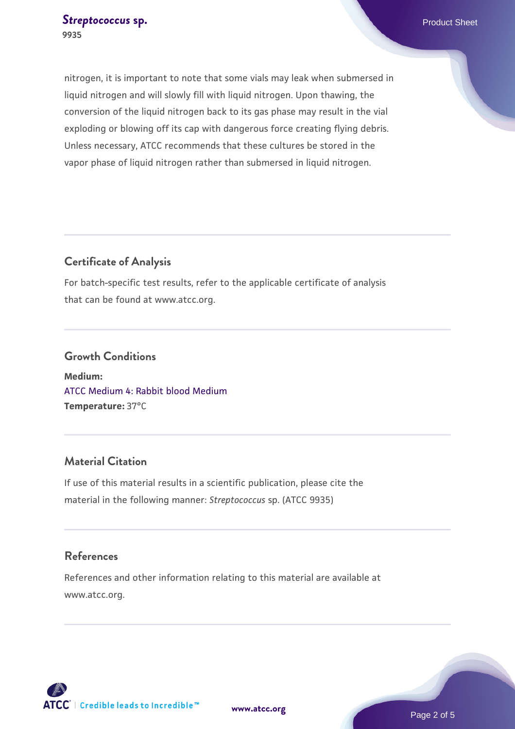nitrogen, it is important to note that some vials may leak when submersed in liquid nitrogen and will slowly fill with liquid nitrogen. Upon thawing, the conversion of the liquid nitrogen back to its gas phase may result in the vial exploding or blowing off its cap with dangerous force creating flying debris. Unless necessary, ATCC recommends that these cultures be stored in the vapor phase of liquid nitrogen rather than submersed in liquid nitrogen.

## Certificate of Analysis

For batch-specific test results, refer to the applicable certificate of analysis that can be found at www.atcc.org.

## Growth Conditions

**Medium:**
ATCC Medium 4: Rabbit blood Medium
**Temperature:** 37°C

## Material Citation

If use of this material results in a scientific publication, please cite the material in the following manner: *Streptococcus* sp. (ATCC 9935)

## References

References and other information relating to this material are available at www.atcc.org.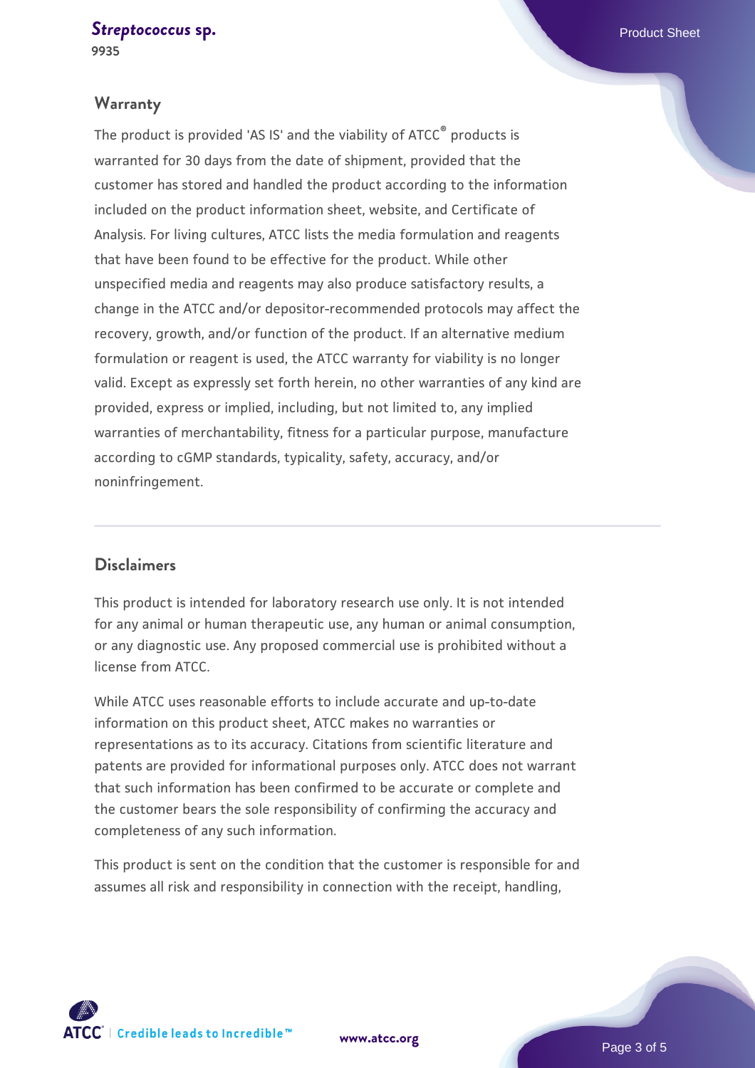## Warranty

The product is provided 'AS IS' and the viability of ATCC® products is warranted for 30 days from the date of shipment, provided that the customer has stored and handled the product according to the information included on the product information sheet, website, and Certificate of Analysis. For living cultures, ATCC lists the media formulation and reagents that have been found to be effective for the product. While other unspecified media and reagents may also produce satisfactory results, a change in the ATCC and/or depositor-recommended protocols may affect the recovery, growth, and/or function of the product. If an alternative medium formulation or reagent is used, the ATCC warranty for viability is no longer valid. Except as expressly set forth herein, no other warranties of any kind are provided, express or implied, including, but not limited to, any implied warranties of merchantability, fitness for a particular purpose, manufacture according to cGMP standards, typicality, safety, accuracy, and/or noninfringement.

## Disclaimers

This product is intended for laboratory research use only. It is not intended for any animal or human therapeutic use, any human or animal consumption, or any diagnostic use. Any proposed commercial use is prohibited without a license from ATCC.

While ATCC uses reasonable efforts to include accurate and up-to-date information on this product sheet, ATCC makes no warranties or representations as to its accuracy. Citations from scientific literature and patents are provided for informational purposes only. ATCC does not warrant that such information has been confirmed to be accurate or complete and the customer bears the sole responsibility of confirming the accuracy and completeness of any such information.

This product is sent on the condition that the customer is responsible for and assumes all risk and responsibility in connection with the receipt, handling,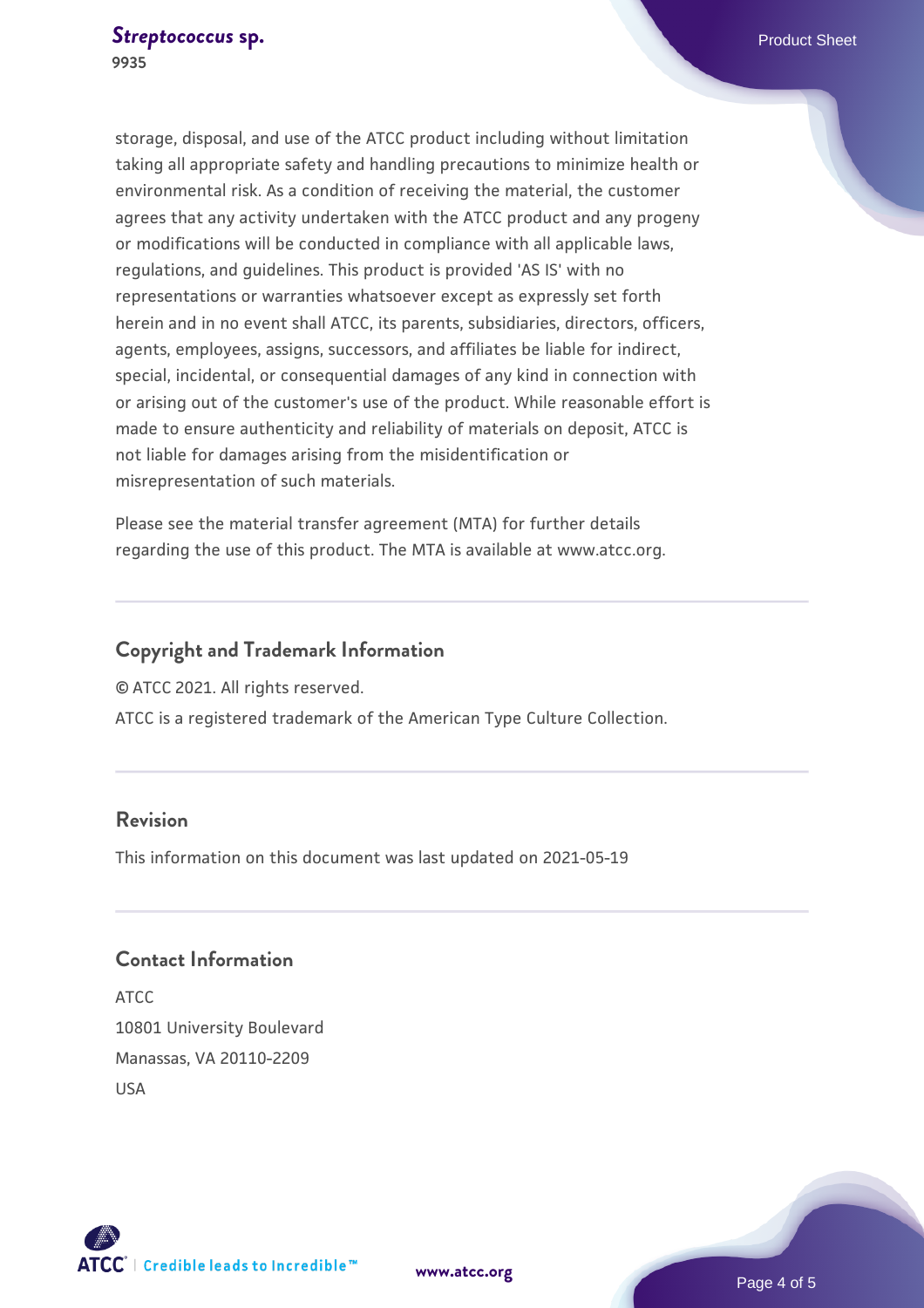storage, disposal, and use of the ATCC product including without limitation taking all appropriate safety and handling precautions to minimize health or environmental risk. As a condition of receiving the material, the customer agrees that any activity undertaken with the ATCC product and any progeny or modifications will be conducted in compliance with all applicable laws, regulations, and guidelines. This product is provided 'AS IS' with no representations or warranties whatsoever except as expressly set forth herein and in no event shall ATCC, its parents, subsidiaries, directors, officers, agents, employees, assigns, successors, and affiliates be liable for indirect, special, incidental, or consequential damages of any kind in connection with or arising out of the customer's use of the product. While reasonable effort is made to ensure authenticity and reliability of materials on deposit, ATCC is not liable for damages arising from the misidentification or misrepresentation of such materials.

Please see the material transfer agreement (MTA) for further details regarding the use of this product. The MTA is available at www.atcc.org.

## Copyright and Trademark Information

© ATCC 2021. All rights reserved.

ATCC is a registered trademark of the American Type Culture Collection.

## Revision

This information on this document was last updated on 2021-05-19

## Contact Information

ATCC
10801 University Boulevard
Manassas, VA 20110-2209
USA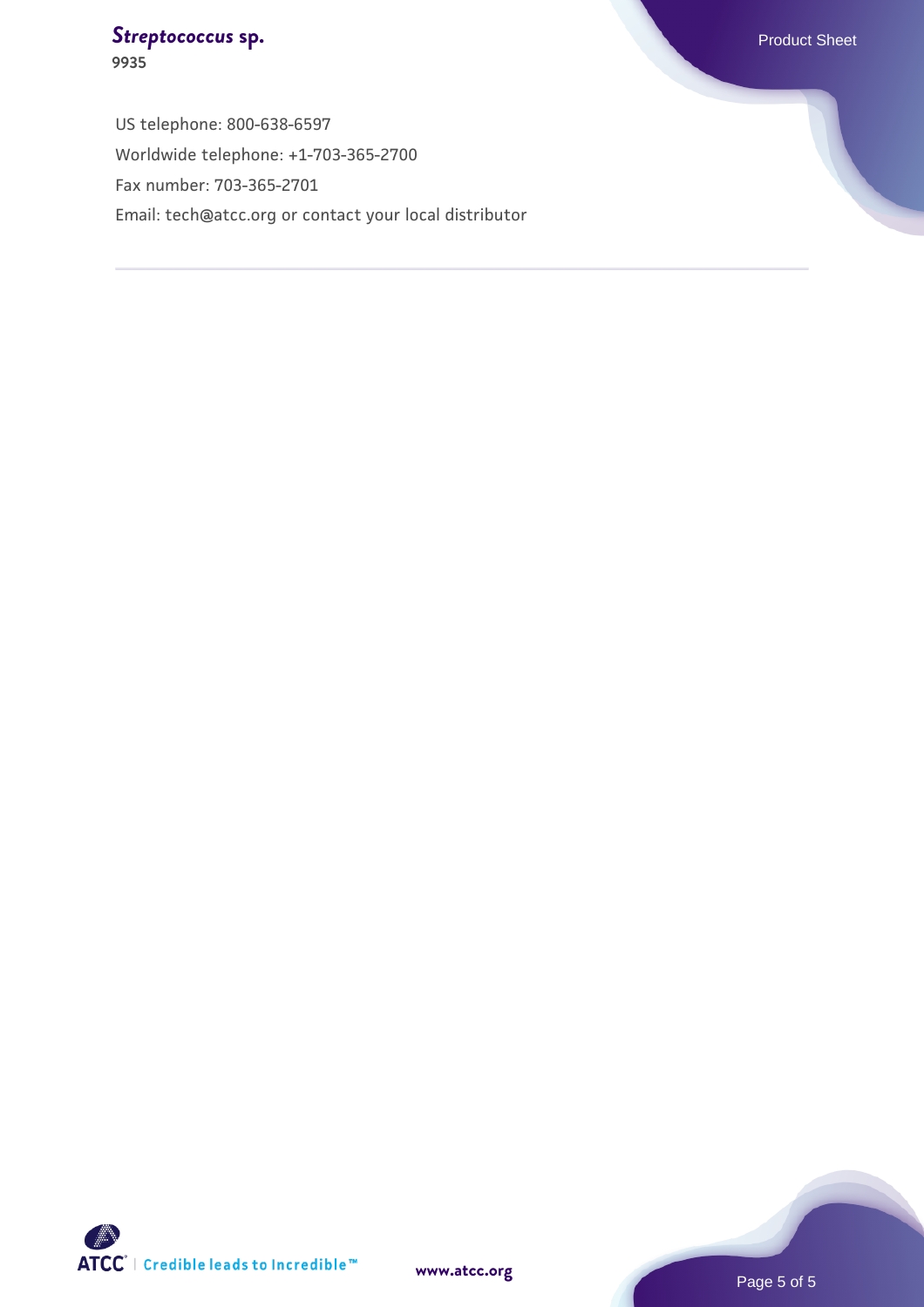US telephone: 800-638-6597

Worldwide telephone: +1-703-365-2700

Fax number: 703-365-2701

Email: tech@atcc.org or contact your local distributor